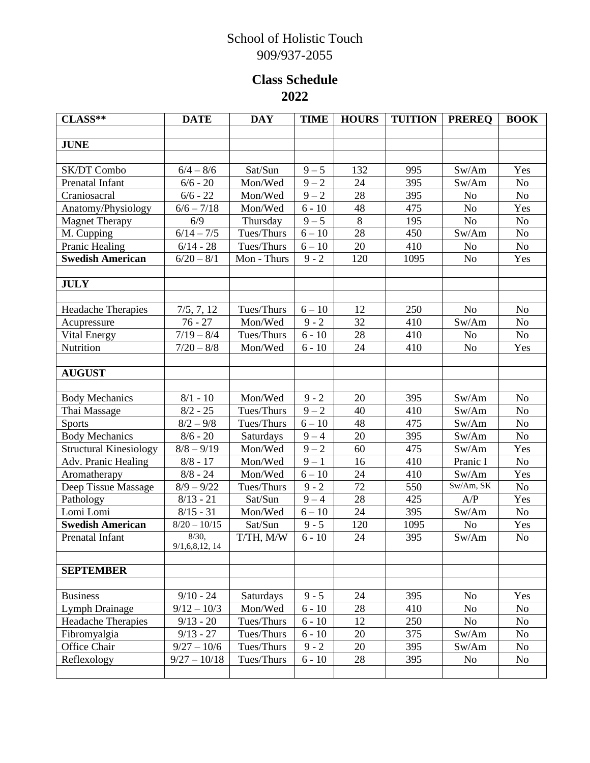# School of Holistic Touch

909/937-2055

## Class Schedule
## 2022

| CLASS** | DATE | DAY | TIME | HOURS | TUITION | PREREQ | BOOK |
|---|---|---|---|---|---|---|---|
| | | | | | | | |
| **JUNE** | | | | | | | |
| | | | | | | | |
| SK/DT Combo | 6/4 – 8/6 | Sat/Sun | 9 – 5 | 132 | 995 | Sw/Am | Yes |
| Prenatal Infant | 6/6 - 20 | Mon/Wed | 9 – 2 | 24 | 395 | Sw/Am | No |
| Craniosacral | 6/6 - 22 | Mon/Wed | 9 – 2 | 28 | 395 | No | No |
| Anatomy/Physiology | 6/6 – 7/18 | Mon/Wed | 6 - 10 | 48 | 475 | No | Yes |
| Magnet Therapy | 6/9 | Thursday | 9 – 5 | 8 | 195 | No | No |
| M. Cupping | 6/14 – 7/5 | Tues/Thurs | 6 – 10 | 28 | 450 | Sw/Am | No |
| Pranic Healing | 6/14 - 28 | Tues/Thurs | 6 – 10 | 20 | 410 | No | No |
| **Swedish American** | 6/20 – 8/1 | Mon - Thurs | 9 - 2 | 120 | 1095 | No | Yes |
| | | | | | | | |
| **JULY** | | | | | | | |
| | | | | | | | |
| Headache Therapies | 7/5, 7, 12 | Tues/Thurs | 6 – 10 | 12 | 250 | No | No |
| Acupressure | 76 - 27 | Mon/Wed | 9 - 2 | 32 | 410 | Sw/Am | No |
| Vital Energy | 7/19 – 8/4 | Tues/Thurs | 6 - 10 | 28 | 410 | No | No |
| Nutrition | 7/20 – 8/8 | Mon/Wed | 6 - 10 | 24 | 410 | No | Yes |
| | | | | | | | |
| **AUGUST** | | | | | | | |
| | | | | | | | |
| Body Mechanics | 8/1 - 10 | Mon/Wed | 9 - 2 | 20 | 395 | Sw/Am | No |
| Thai Massage | 8/2 - 25 | Tues/Thurs | 9 – 2 | 40 | 410 | Sw/Am | No |
| Sports | 8/2 – 9/8 | Tues/Thurs | 6 – 10 | 48 | 475 | Sw/Am | No |
| Body Mechanics | 8/6 - 20 | Saturdays | 9 – 4 | 20 | 395 | Sw/Am | No |
| Structural Kinesiology | 8/8 – 9/19 | Mon/Wed | 9 – 2 | 60 | 475 | Sw/Am | Yes |
| Adv. Pranic Healing | 8/8 - 17 | Mon/Wed | 9 – 1 | 16 | 410 | Pranic I | No |
| Aromatherapy | 8/8 - 24 | Mon/Wed | 6 – 10 | 24 | 410 | Sw/Am | Yes |
| Deep Tissue Massage | 8/9 – 9/22 | Tues/Thurs | 9 - 2 | 72 | 550 | Sw/Am, SK | No |
| Pathology | 8/13 - 21 | Sat/Sun | 9 – 4 | 28 | 425 | A/P | Yes |
| Lomi Lomi | 8/15 - 31 | Mon/Wed | 6 – 10 | 24 | 395 | Sw/Am | No |
| **Swedish American** | 8/20 – 10/15 | Sat/Sun | 9 - 5 | 120 | 1095 | No | Yes |
| Prenatal Infant | 8/30, 9/1,6,8,12, 14 | T/TH, M/W | 6 - 10 | 24 | 395 | Sw/Am | No |
| | | | | | | | |
| **SEPTEMBER** | | | | | | | |
| | | | | | | | |
| Business | 9/10 - 24 | Saturdays | 9 - 5 | 24 | 395 | No | Yes |
| Lymph Drainage | 9/12 – 10/3 | Mon/Wed | 6 - 10 | 28 | 410 | No | No |
| Headache Therapies | 9/13 - 20 | Tues/Thurs | 6 - 10 | 12 | 250 | No | No |
| Fibromyalgia | 9/13 - 27 | Tues/Thurs | 6 - 10 | 20 | 375 | Sw/Am | No |
| Office Chair | 9/27 – 10/6 | Tues/Thurs | 9 - 2 | 20 | 395 | Sw/Am | No |
| Reflexology | 9/27 – 10/18 | Tues/Thurs | 6 - 10 | 28 | 395 | No | No |
| | | | | | | | |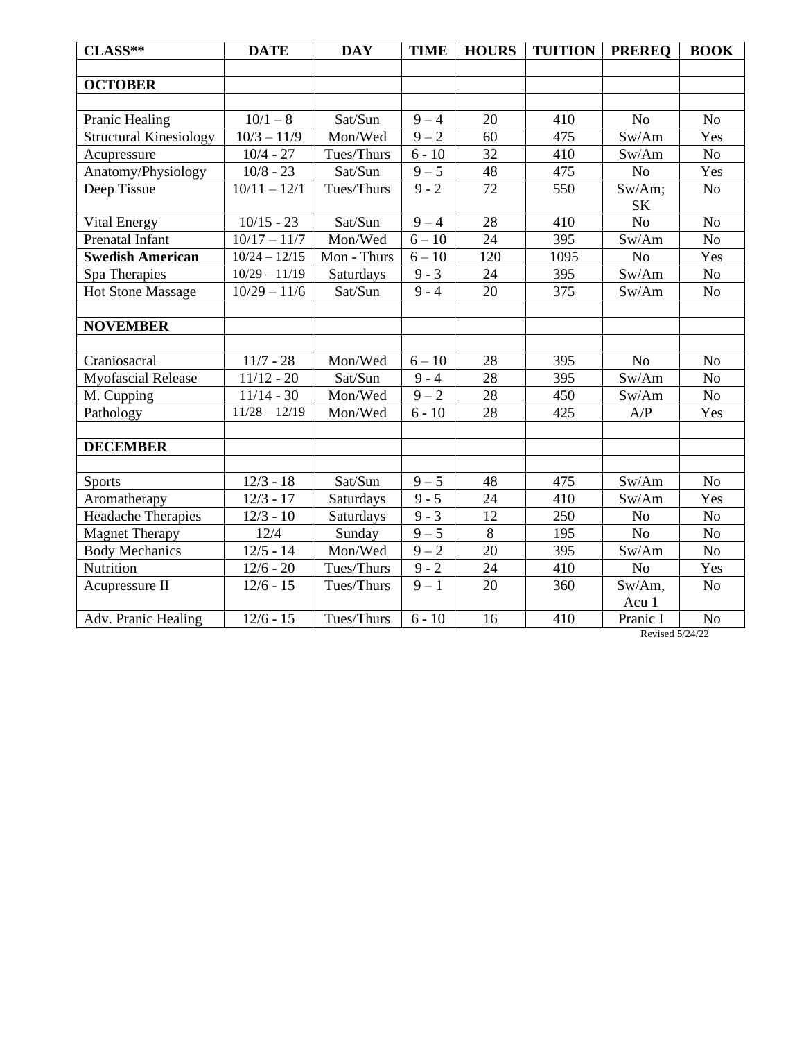| **CLASS**\*\* | **DATE** | **DAY** | **TIME** | **HOURS** | **TUITION** | **PREREQ** | **BOOK** |
|---|---|---|---|---|---|---|---|
| | | | | | | | |
| **OCTOBER** | | | | | | | |
| | | | | | | | |
| Pranic Healing | 10/1 – 8 | Sat/Sun | 9 – 4 | 20 | 410 | No | No |
| Structural Kinesiology | 10/3 – 11/9 | Mon/Wed | 9 – 2 | 60 | 475 | Sw/Am | Yes |
| Acupressure | 10/4 - 27 | Tues/Thurs | 6 - 10 | 32 | 410 | Sw/Am | No |
| Anatomy/Physiology | 10/8 - 23 | Sat/Sun | 9 – 5 | 48 | 475 | No | Yes |
| Deep Tissue | 10/11 – 12/1 | Tues/Thurs | 9 - 2 | 72 | 550 | Sw/Am; SK | No |
| Vital Energy | 10/15 - 23 | Sat/Sun | 9 – 4 | 28 | 410 | No | No |
| Prenatal Infant | 10/17 – 11/7 | Mon/Wed | 6 – 10 | 24 | 395 | Sw/Am | No |
| **Swedish American** | 10/24 – 12/15 | Mon - Thurs | 6 – 10 | 120 | 1095 | No | Yes |
| Spa Therapies | 10/29 – 11/19 | Saturdays | 9 - 3 | 24 | 395 | Sw/Am | No |
| Hot Stone Massage | 10/29 – 11/6 | Sat/Sun | 9 - 4 | 20 | 375 | Sw/Am | No |
| | | | | | | | |
| **NOVEMBER** | | | | | | | |
| | | | | | | | |
| Craniosacral | 11/7 - 28 | Mon/Wed | 6 – 10 | 28 | 395 | No | No |
| Myofascial Release | 11/12 - 20 | Sat/Sun | 9 - 4 | 28 | 395 | Sw/Am | No |
| M. Cupping | 11/14 - 30 | Mon/Wed | 9 – 2 | 28 | 450 | Sw/Am | No |
| Pathology | 11/28 – 12/19 | Mon/Wed | 6 - 10 | 28 | 425 | A/P | Yes |
| | | | | | | | |
| **DECEMBER** | | | | | | | |
| | | | | | | | |
| Sports | 12/3 - 18 | Sat/Sun | 9 – 5 | 48 | 475 | Sw/Am | No |
| Aromatherapy | 12/3 - 17 | Saturdays | 9 - 5 | 24 | 410 | Sw/Am | Yes |
| Headache Therapies | 12/3 - 10 | Saturdays | 9 - 3 | 12 | 250 | No | No |
| Magnet Therapy | 12/4 | Sunday | 9 – 5 | 8 | 195 | No | No |
| Body Mechanics | 12/5 - 14 | Mon/Wed | 9 – 2 | 20 | 395 | Sw/Am | No |
| Nutrition | 12/6 - 20 | Tues/Thurs | 9 - 2 | 24 | 410 | No | Yes |
| Acupressure II | 12/6 - 15 | Tues/Thurs | 9 – 1 | 20 | 360 | Sw/Am, Acu 1 | No |
| Adv. Pranic Healing | 12/6 - 15 | Tues/Thurs | 6 - 10 | 16 | 410 | Pranic I | No |

Revised 5/24/22